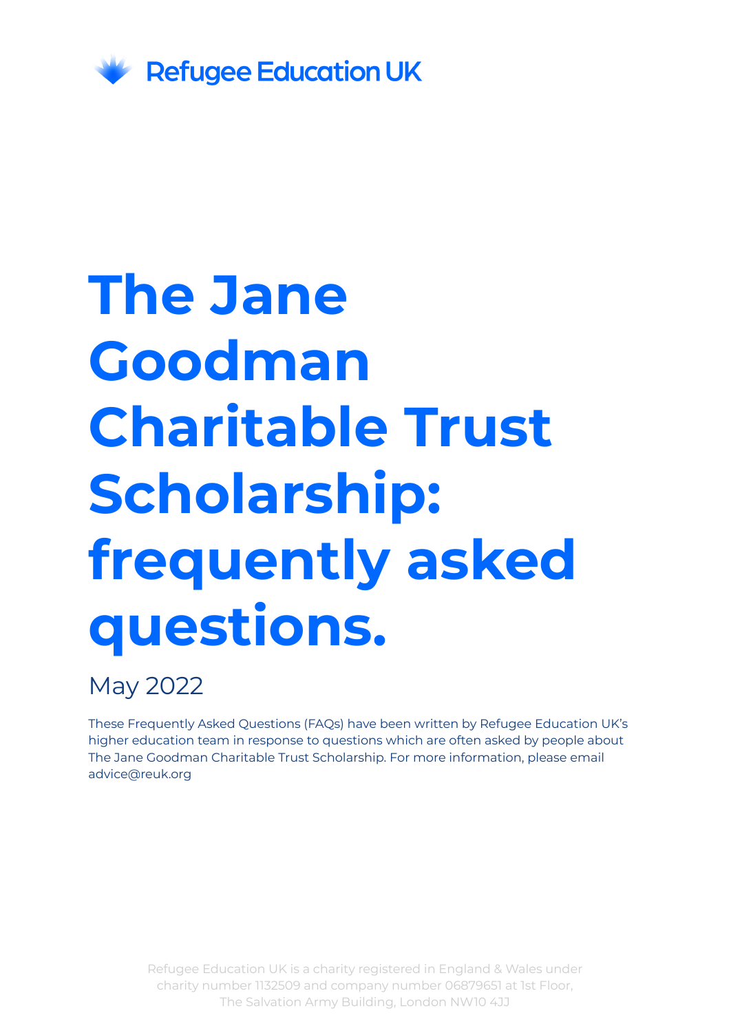Refugee Education UK

# The Jane Goodman Charitable Trust Scholarship: frequently asked questions.

May 2022

These Frequently Asked Questions (FAQs) have been written by Refugee Education UK's higher education team in response to questions which are often asked by people about The Jane Goodman Charitable Trust Scholarship. For more information, please email advice@reuk.org

Refugee Education UK is a charity registered in England & Wales under charity number 1132509 and company number 06879651 at 1st Floor, The Salvation Army Building, London NW10 4JJ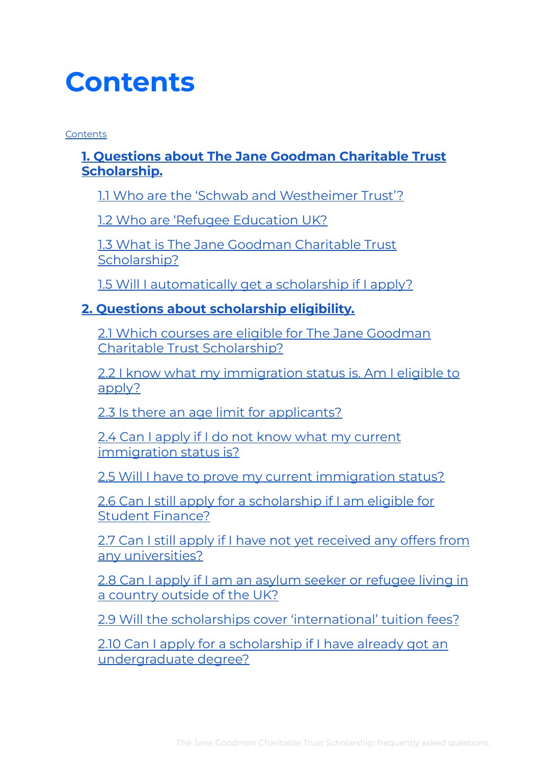# Contents

Contents

**1. Questions about The Jane Goodman Charitable Trust Scholarship.**

- 1.1 Who are the 'Schwab and Westheimer Trust'?
- 1.2 Who are 'Refugee Education UK?
- 1.3 What is The Jane Goodman Charitable Trust Scholarship?
- 1.5 Will I automatically get a scholarship if I apply?

**2. Questions about scholarship eligibility.**

- 2.1 Which courses are eligible for The Jane Goodman Charitable Trust Scholarship?
- 2.2 I know what my immigration status is. Am I eligible to apply?
- 2.3 Is there an age limit for applicants?
- 2.4 Can I apply if I do not know what my current immigration status is?
- 2.5 Will I have to prove my current immigration status?
- 2.6 Can I still apply for a scholarship if I am eligible for Student Finance?
- 2.7 Can I still apply if I have not yet received any offers from any universities?
- 2.8 Can I apply if I am an asylum seeker or refugee living in a country outside of the UK?
- 2.9 Will the scholarships cover 'international' tuition fees?
- 2.10 Can I apply for a scholarship if I have already got an undergraduate degree?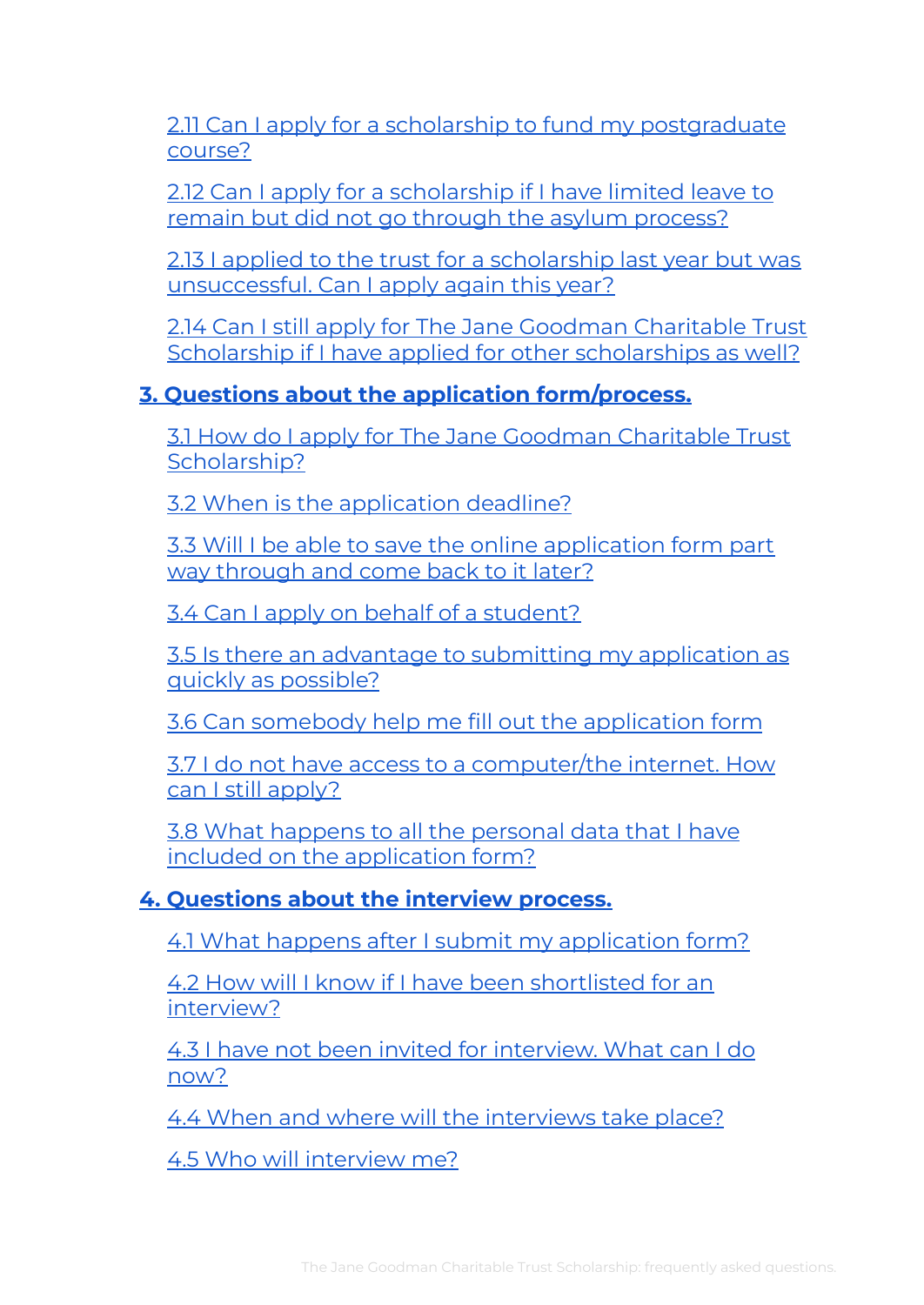2.11 Can I apply for a scholarship to fund my postgraduate course?

2.12 Can I apply for a scholarship if I have limited leave to remain but did not go through the asylum process?

2.13 I applied to the trust for a scholarship last year but was unsuccessful. Can I apply again this year?

2.14 Can I still apply for The Jane Goodman Charitable Trust Scholarship if I have applied for other scholarships as well?

**3. Questions about the application form/process.**

3.1 How do I apply for The Jane Goodman Charitable Trust Scholarship?

3.2 When is the application deadline?

3.3 Will I be able to save the online application form part way through and come back to it later?

3.4 Can I apply on behalf of a student?

3.5 Is there an advantage to submitting my application as quickly as possible?

3.6 Can somebody help me fill out the application form

3.7 I do not have access to a computer/the internet. How can I still apply?

3.8 What happens to all the personal data that I have included on the application form?

**4. Questions about the interview process.**

4.1 What happens after I submit my application form?

4.2 How will I know if I have been shortlisted for an interview?

4.3 I have not been invited for interview. What can I do now?

4.4 When and where will the interviews take place?

4.5 Who will interview me?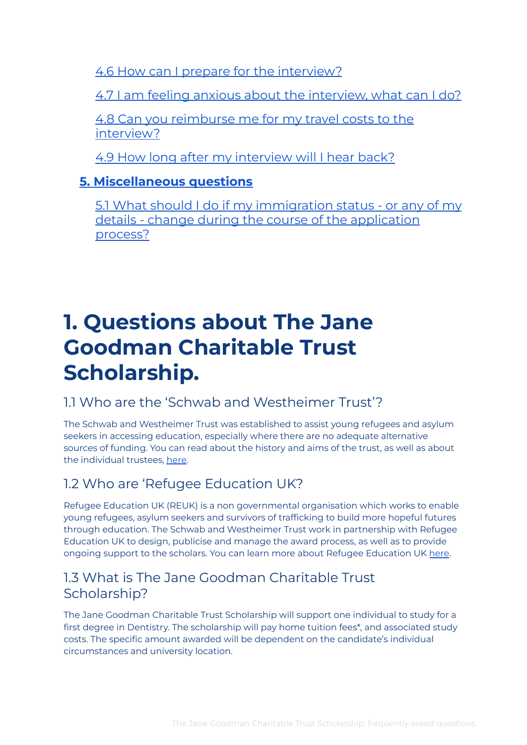[4.6 How can I prepare for the interview?](#)

[4.7 I am feeling anxious about the interview, what can I do?](#)

[4.8 Can you reimburse me for my travel costs to the interview?](#)

[4.9 How long after my interview will I hear back?](#)

**[5. Miscellaneous questions](#)**

[5.1 What should I do if my immigration status - or any of my details - change during the course of the application process?](#)

# 1. Questions about The Jane Goodman Charitable Trust Scholarship.

## 1.1 Who are the 'Schwab and Westheimer Trust'?

The Schwab and Westheimer Trust was established to assist young refugees and asylum seekers in accessing education, especially where there are no adequate alternative sources of funding. You can read about the history and aims of the trust, as well as about the individual trustees, [here](#).

## 1.2 Who are 'Refugee Education UK?

Refugee Education UK (REUK) is a non governmental organisation which works to enable young refugees, asylum seekers and survivors of trafficking to build more hopeful futures through education. The Schwab and Westheimer Trust work in partnership with Refugee Education UK to design, publicise and manage the award process, as well as to provide ongoing support to the scholars. You can learn more about Refugee Education UK [here](#).

## 1.3 What is The Jane Goodman Charitable Trust Scholarship?

The Jane Goodman Charitable Trust Scholarship will support one individual to study for a first degree in Dentistry. The scholarship will pay home tuition fees*, and associated study costs. The specific amount awarded will be dependent on the candidate's individual circumstances and university location.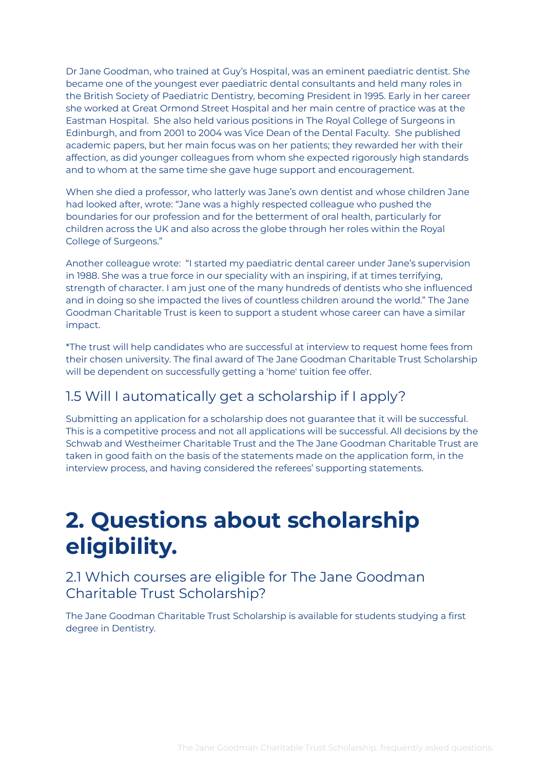Dr Jane Goodman, who trained at Guy's Hospital, was an eminent paediatric dentist. She became one of the youngest ever paediatric dental consultants and held many roles in the British Society of Paediatric Dentistry, becoming President in 1995. Early in her career she worked at Great Ormond Street Hospital and her main centre of practice was at the Eastman Hospital. She also held various positions in The Royal College of Surgeons in Edinburgh, and from 2001 to 2004 was Vice Dean of the Dental Faculty. She published academic papers, but her main focus was on her patients; they rewarded her with their affection, as did younger colleagues from whom she expected rigorously high standards and to whom at the same time she gave huge support and encouragement.

When she died a professor, who latterly was Jane's own dentist and whose children Jane had looked after, wrote: "Jane was a highly respected colleague who pushed the boundaries for our profession and for the betterment of oral health, particularly for children across the UK and also across the globe through her roles within the Royal College of Surgeons."

Another colleague wrote: "I started my paediatric dental career under Jane's supervision in 1988. She was a true force in our speciality with an inspiring, if at times terrifying, strength of character. I am just one of the many hundreds of dentists who she influenced and in doing so she impacted the lives of countless children around the world." The Jane Goodman Charitable Trust is keen to support a student whose career can have a similar impact.

*The trust will help candidates who are successful at interview to request home fees from their chosen university. The final award of The Jane Goodman Charitable Trust Scholarship will be dependent on successfully getting a 'home' tuition fee offer.

## 1.5 Will I automatically get a scholarship if I apply?

Submitting an application for a scholarship does not guarantee that it will be successful. This is a competitive process and not all applications will be successful. All decisions by the Schwab and Westheimer Charitable Trust and the The Jane Goodman Charitable Trust are taken in good faith on the basis of the statements made on the application form, in the interview process, and having considered the referees' supporting statements.

# 2. Questions about scholarship eligibility.

## 2.1 Which courses are eligible for The Jane Goodman Charitable Trust Scholarship?

The Jane Goodman Charitable Trust Scholarship is available for students studying a first degree in Dentistry.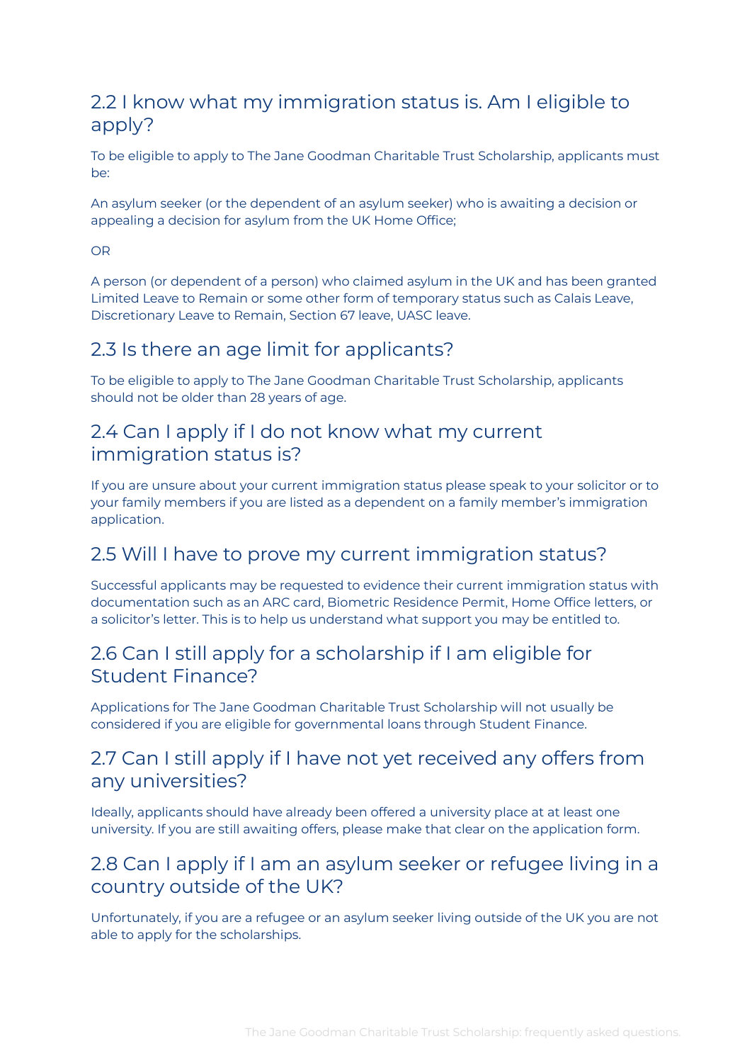## 2.2 I know what my immigration status is. Am I eligible to apply?

To be eligible to apply to The Jane Goodman Charitable Trust Scholarship, applicants must be:

An asylum seeker (or the dependent of an asylum seeker) who is awaiting a decision or appealing a decision for asylum from the UK Home Office;

OR

A person (or dependent of a person) who claimed asylum in the UK and has been granted Limited Leave to Remain or some other form of temporary status such as Calais Leave, Discretionary Leave to Remain, Section 67 leave, UASC leave.

## 2.3 Is there an age limit for applicants?

To be eligible to apply to The Jane Goodman Charitable Trust Scholarship, applicants should not be older than 28 years of age.

## 2.4 Can I apply if I do not know what my current immigration status is?

If you are unsure about your current immigration status please speak to your solicitor or to your family members if you are listed as a dependent on a family member's immigration application.

## 2.5 Will I have to prove my current immigration status?

Successful applicants may be requested to evidence their current immigration status with documentation such as an ARC card, Biometric Residence Permit, Home Office letters, or a solicitor's letter. This is to help us understand what support you may be entitled to.

## 2.6 Can I still apply for a scholarship if I am eligible for Student Finance?

Applications for The Jane Goodman Charitable Trust Scholarship will not usually be considered if you are eligible for governmental loans through Student Finance.

## 2.7 Can I still apply if I have not yet received any offers from any universities?

Ideally, applicants should have already been offered a university place at at least one university. If you are still awaiting offers, please make that clear on the application form.

## 2.8 Can I apply if I am an asylum seeker or refugee living in a country outside of the UK?

Unfortunately, if you are a refugee or an asylum seeker living outside of the UK you are not able to apply for the scholarships.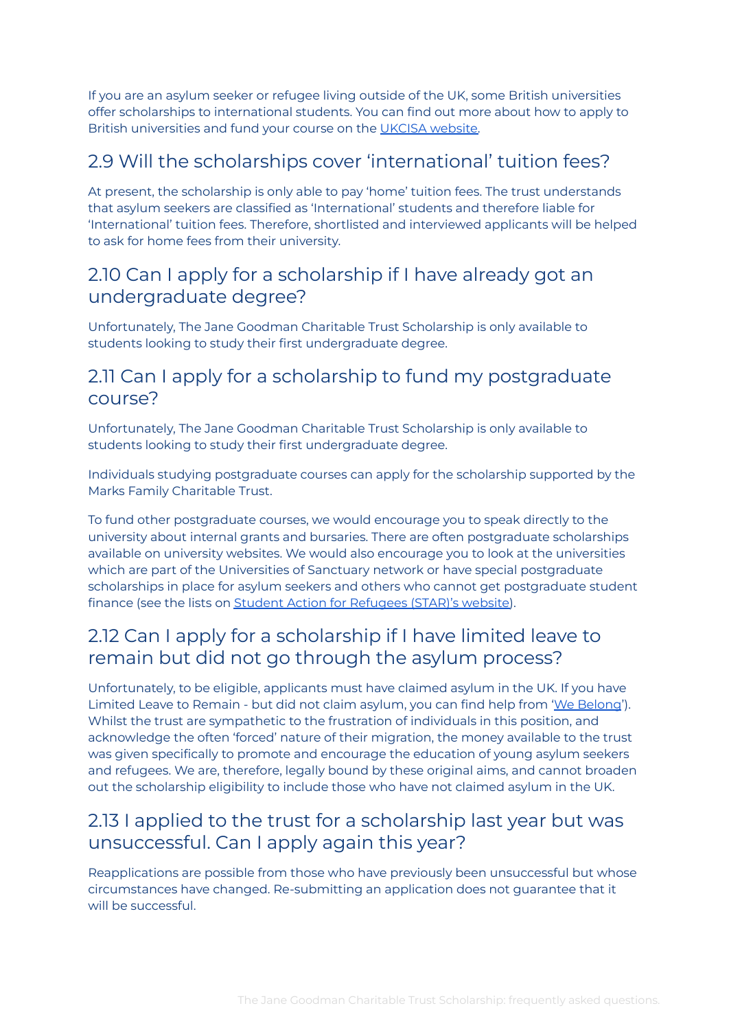If you are an asylum seeker or refugee living outside of the UK, some British universities offer scholarships to international students. You can find out more about how to apply to British universities and fund your course on the [UKCISA website](#).

## 2.9 Will the scholarships cover 'international' tuition fees?

At present, the scholarship is only able to pay 'home' tuition fees. The trust understands that asylum seekers are classified as 'International' students and therefore liable for 'International' tuition fees. Therefore, shortlisted and interviewed applicants will be helped to ask for home fees from their university.

## 2.10 Can I apply for a scholarship if I have already got an undergraduate degree?

Unfortunately, The Jane Goodman Charitable Trust Scholarship is only available to students looking to study their first undergraduate degree.

## 2.11 Can I apply for a scholarship to fund my postgraduate course?

Unfortunately, The Jane Goodman Charitable Trust Scholarship is only available to students looking to study their first undergraduate degree.

Individuals studying postgraduate courses can apply for the scholarship supported by the Marks Family Charitable Trust.

To fund other postgraduate courses, we would encourage you to speak directly to the university about internal grants and bursaries. There are often postgraduate scholarships available on university websites. We would also encourage you to look at the universities which are part of the Universities of Sanctuary network or have special postgraduate scholarships in place for asylum seekers and others who cannot get postgraduate student finance (see the lists on [Student Action for Refugees (STAR)'s website](#)).

## 2.12 Can I apply for a scholarship if I have limited leave to remain but did not go through the asylum process?

Unfortunately, to be eligible, applicants must have claimed asylum in the UK. If you have Limited Leave to Remain - but did not claim asylum, you can find help from '[We Belong](#)'). Whilst the trust are sympathetic to the frustration of individuals in this position, and acknowledge the often 'forced' nature of their migration, the money available to the trust was given specifically to promote and encourage the education of young asylum seekers and refugees. We are, therefore, legally bound by these original aims, and cannot broaden out the scholarship eligibility to include those who have not claimed asylum in the UK.

## 2.13 I applied to the trust for a scholarship last year but was unsuccessful. Can I apply again this year?

Reapplications are possible from those who have previously been unsuccessful but whose circumstances have changed. Re-submitting an application does not guarantee that it will be successful.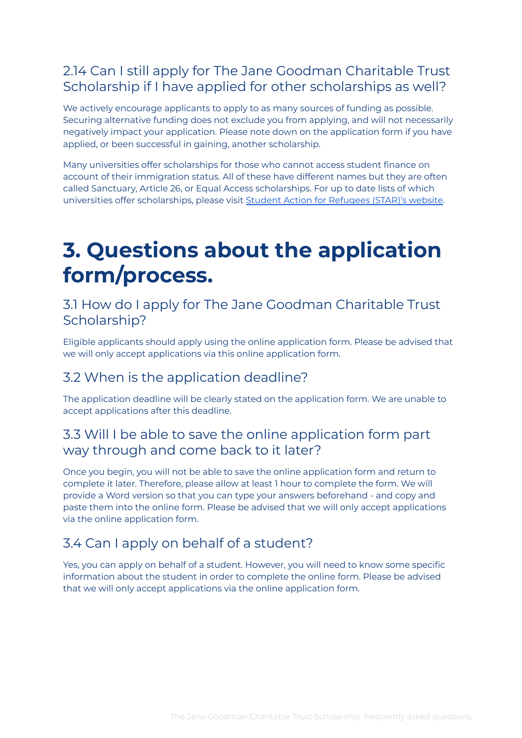### 2.14 Can I still apply for The Jane Goodman Charitable Trust Scholarship if I have applied for other scholarships as well?

We actively encourage applicants to apply to as many sources of funding as possible. Securing alternative funding does not exclude you from applying, and will not necessarily negatively impact your application. Please note down on the application form if you have applied, or been successful in gaining, another scholarship.

Many universities offer scholarships for those who cannot access student finance on account of their immigration status. All of these have different names but they are often called Sanctuary, Article 26, or Equal Access scholarships. For up to date lists of which universities offer scholarships, please visit Student Action for Refugees (STAR)'s website.

# 3. Questions about the application form/process.

### 3.1 How do I apply for The Jane Goodman Charitable Trust Scholarship?

Eligible applicants should apply using the online application form. Please be advised that we will only accept applications via this online application form.

### 3.2 When is the application deadline?

The application deadline will be clearly stated on the application form. We are unable to accept applications after this deadline.

### 3.3 Will I be able to save the online application form part way through and come back to it later?

Once you begin, you will not be able to save the online application form and return to complete it later. Therefore, please allow at least 1 hour to complete the form. We will provide a Word version so that you can type your answers beforehand - and copy and paste them into the online form. Please be advised that we will only accept applications via the online application form.

### 3.4 Can I apply on behalf of a student?

Yes, you can apply on behalf of a student. However, you will need to know some specific information about the student in order to complete the online form. Please be advised that we will only accept applications via the online application form.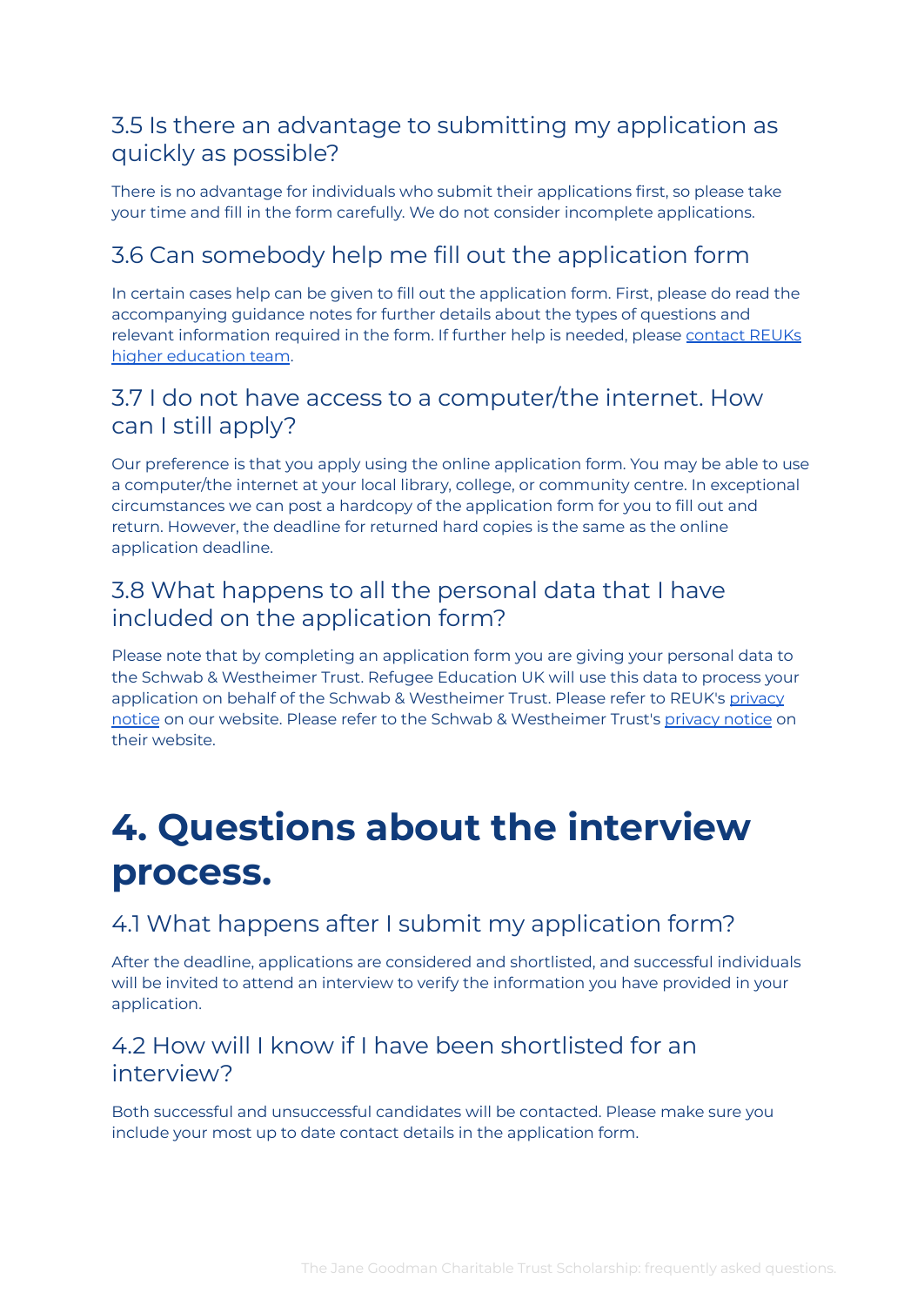### 3.5 Is there an advantage to submitting my application as quickly as possible?

There is no advantage for individuals who submit their applications first, so please take your time and fill in the form carefully. We do not consider incomplete applications.

### 3.6 Can somebody help me fill out the application form

In certain cases help can be given to fill out the application form. First, please do read the accompanying guidance notes for further details about the types of questions and relevant information required in the form. If further help is needed, please contact REUKs higher education team.

### 3.7 I do not have access to a computer/the internet. How can I still apply?

Our preference is that you apply using the online application form. You may be able to use a computer/the internet at your local library, college, or community centre. In exceptional circumstances we can post a hardcopy of the application form for you to fill out and return. However, the deadline for returned hard copies is the same as the online application deadline.

### 3.8 What happens to all the personal data that I have included on the application form?

Please note that by completing an application form you are giving your personal data to the Schwab & Westheimer Trust. Refugee Education UK will use this data to process your application on behalf of the Schwab & Westheimer Trust. Please refer to REUK's privacy notice on our website. Please refer to the Schwab & Westheimer Trust's privacy notice on their website.

# 4. Questions about the interview process.

### 4.1 What happens after I submit my application form?

After the deadline, applications are considered and shortlisted, and successful individuals will be invited to attend an interview to verify the information you have provided in your application.

### 4.2 How will I know if I have been shortlisted for an interview?

Both successful and unsuccessful candidates will be contacted. Please make sure you include your most up to date contact details in the application form.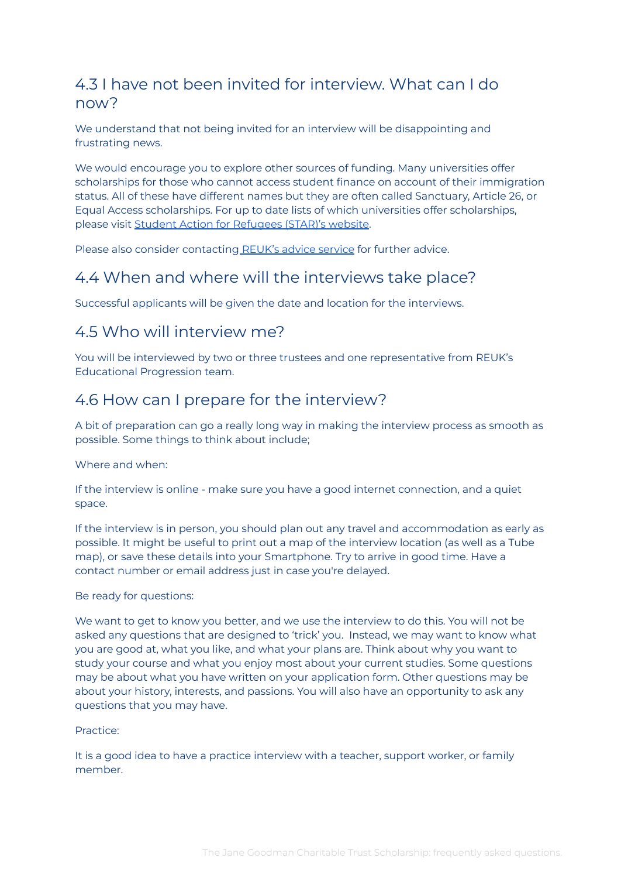## 4.3 I have not been invited for interview. What can I do now?

We understand that not being invited for an interview will be disappointing and frustrating news.

We would encourage you to explore other sources of funding. Many universities offer scholarships for those who cannot access student finance on account of their immigration status. All of these have different names but they are often called Sanctuary, Article 26, or Equal Access scholarships. For up to date lists of which universities offer scholarships, please visit Student Action for Refugees (STAR)'s website.

Please also consider contacting REUK's advice service for further advice.

## 4.4 When and where will the interviews take place?

Successful applicants will be given the date and location for the interviews.

## 4.5 Who will interview me?

You will be interviewed by two or three trustees and one representative from REUK's Educational Progression team.

## 4.6 How can I prepare for the interview?

A bit of preparation can go a really long way in making the interview process as smooth as possible. Some things to think about include;

Where and when:

If the interview is online - make sure you have a good internet connection, and a quiet space.

If the interview is in person, you should plan out any travel and accommodation as early as possible. It might be useful to print out a map of the interview location (as well as a Tube map), or save these details into your Smartphone. Try to arrive in good time. Have a contact number or email address just in case you're delayed.

Be ready for questions:

We want to get to know you better, and we use the interview to do this. You will not be asked any questions that are designed to 'trick' you. Instead, we may want to know what you are good at, what you like, and what your plans are. Think about why you want to study your course and what you enjoy most about your current studies. Some questions may be about what you have written on your application form. Other questions may be about your history, interests, and passions. You will also have an opportunity to ask any questions that you may have.

Practice:

It is a good idea to have a practice interview with a teacher, support worker, or family member.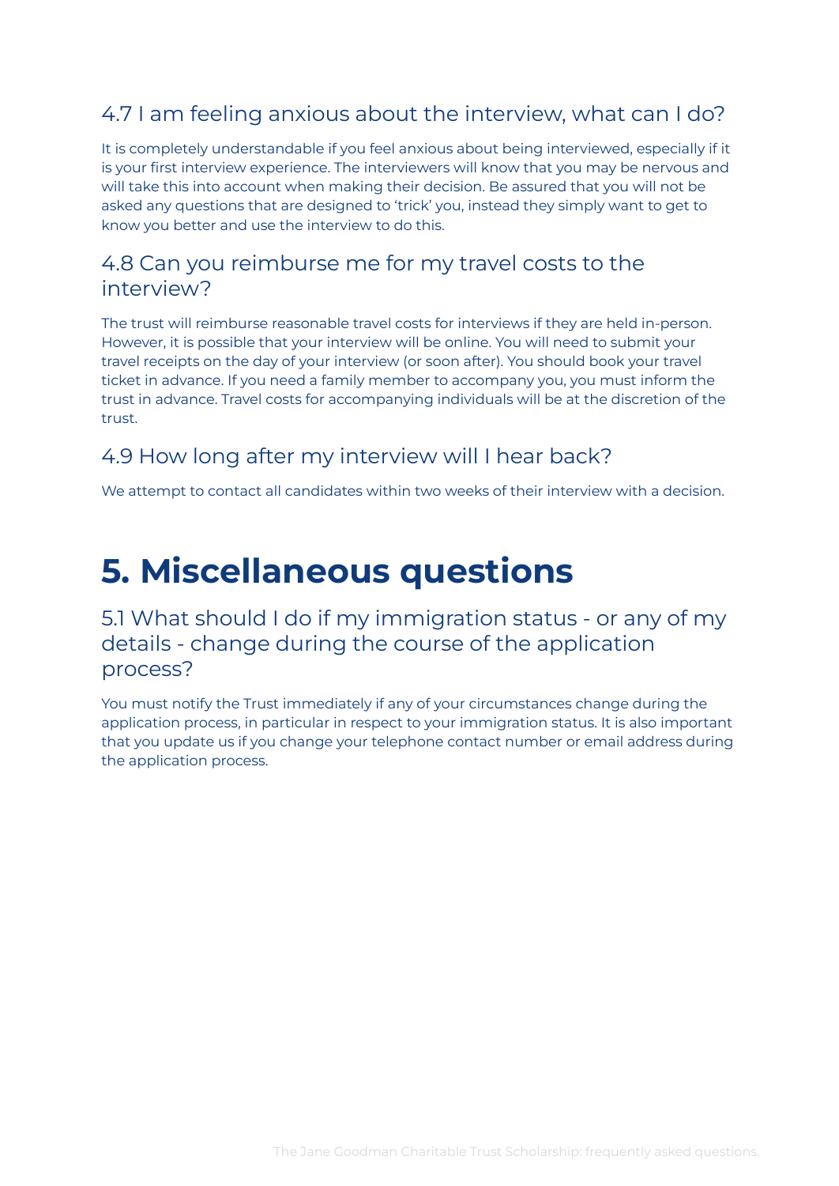### 4.7 I am feeling anxious about the interview, what can I do?

It is completely understandable if you feel anxious about being interviewed, especially if it is your first interview experience. The interviewers will know that you may be nervous and will take this into account when making their decision. Be assured that you will not be asked any questions that are designed to 'trick' you, instead they simply want to get to know you better and use the interview to do this.

### 4.8 Can you reimburse me for my travel costs to the interview?

The trust will reimburse reasonable travel costs for interviews if they are held in-person. However, it is possible that your interview will be online. You will need to submit your travel receipts on the day of your interview (or soon after). You should book your travel ticket in advance. If you need a family member to accompany you, you must inform the trust in advance. Travel costs for accompanying individuals will be at the discretion of the trust.

### 4.9 How long after my interview will I hear back?

We attempt to contact all candidates within two weeks of their interview with a decision.

# 5. Miscellaneous questions

### 5.1 What should I do if my immigration status - or any of my details - change during the course of the application process?

You must notify the Trust immediately if any of your circumstances change during the application process, in particular in respect to your immigration status. It is also important that you update us if you change your telephone contact number or email address during the application process.